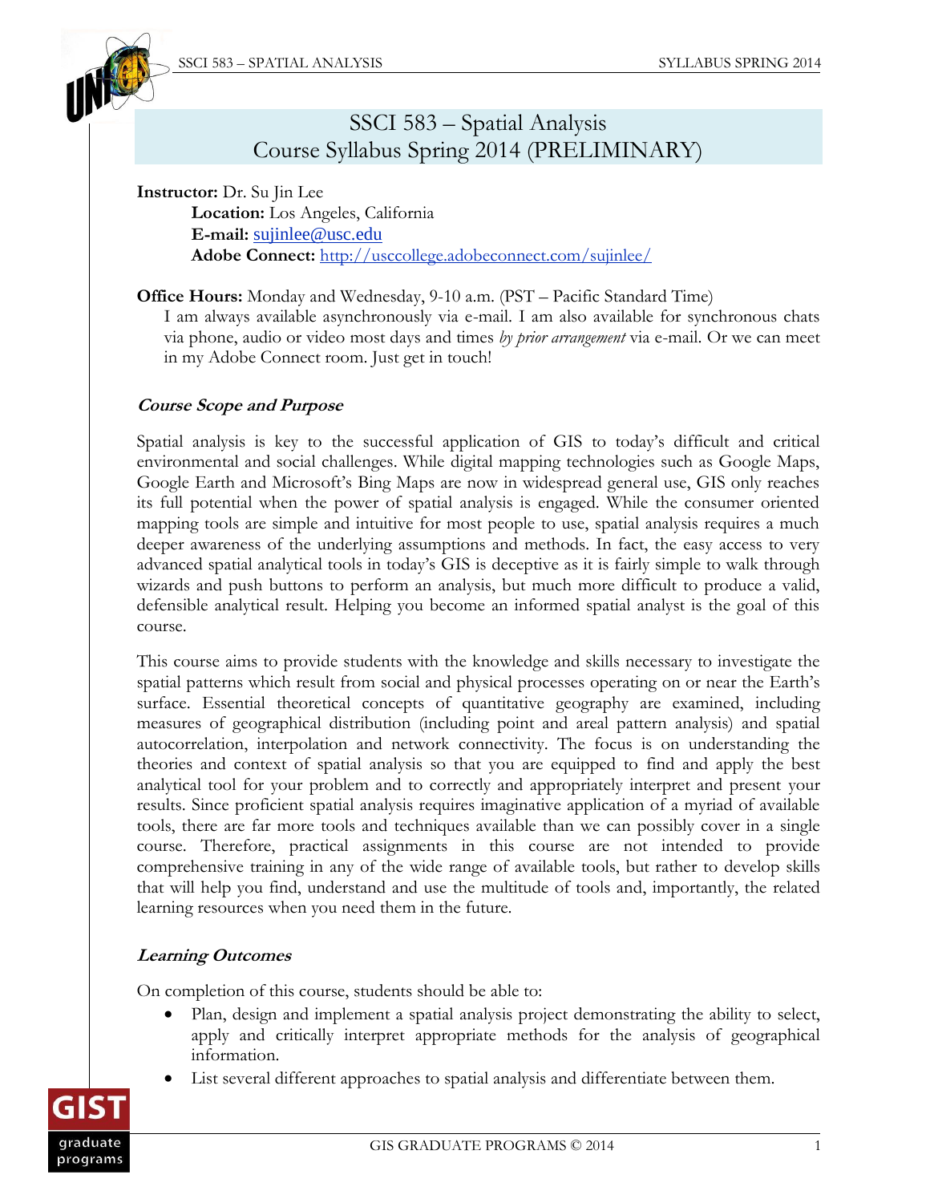# SSCI 583 – Spatial Analysis
# Course Syllabus Spring 2014 (PRELIMINARY)

**Instructor:** Dr. Su Jin Lee
**Location:** Los Angeles, California
**E-mail:** sujinlee@usc.edu
**Adobe Connect:** http://usccollege.adobeconnect.com/sujinlee/

**Office Hours:** Monday and Wednesday, 9-10 a.m. (PST – Pacific Standard Time)
I am always available asynchronously via e-mail. I am also available for synchronous chats via phone, audio or video most days and times *by prior arrangement* via e-mail. Or we can meet in my Adobe Connect room. Just get in touch!

### *Course Scope and Purpose*

Spatial analysis is key to the successful application of GIS to today's difficult and critical environmental and social challenges. While digital mapping technologies such as Google Maps, Google Earth and Microsoft's Bing Maps are now in widespread general use, GIS only reaches its full potential when the power of spatial analysis is engaged. While the consumer oriented mapping tools are simple and intuitive for most people to use, spatial analysis requires a much deeper awareness of the underlying assumptions and methods. In fact, the easy access to very advanced spatial analytical tools in today's GIS is deceptive as it is fairly simple to walk through wizards and push buttons to perform an analysis, but much more difficult to produce a valid, defensible analytical result. Helping you become an informed spatial analyst is the goal of this course.

This course aims to provide students with the knowledge and skills necessary to investigate the spatial patterns which result from social and physical processes operating on or near the Earth's surface. Essential theoretical concepts of quantitative geography are examined, including measures of geographical distribution (including point and areal pattern analysis) and spatial autocorrelation, interpolation and network connectivity. The focus is on understanding the theories and context of spatial analysis so that you are equipped to find and apply the best analytical tool for your problem and to correctly and appropriately interpret and present your results. Since proficient spatial analysis requires imaginative application of a myriad of available tools, there are far more tools and techniques available than we can possibly cover in a single course. Therefore, practical assignments in this course are not intended to provide comprehensive training in any of the wide range of available tools, but rather to develop skills that will help you find, understand and use the multitude of tools and, importantly, the related learning resources when you need them in the future.

### *Learning Outcomes*

On completion of this course, students should be able to:

- Plan, design and implement a spatial analysis project demonstrating the ability to select, apply and critically interpret appropriate methods for the analysis of geographical information.
- List several different approaches to spatial analysis and differentiate between them.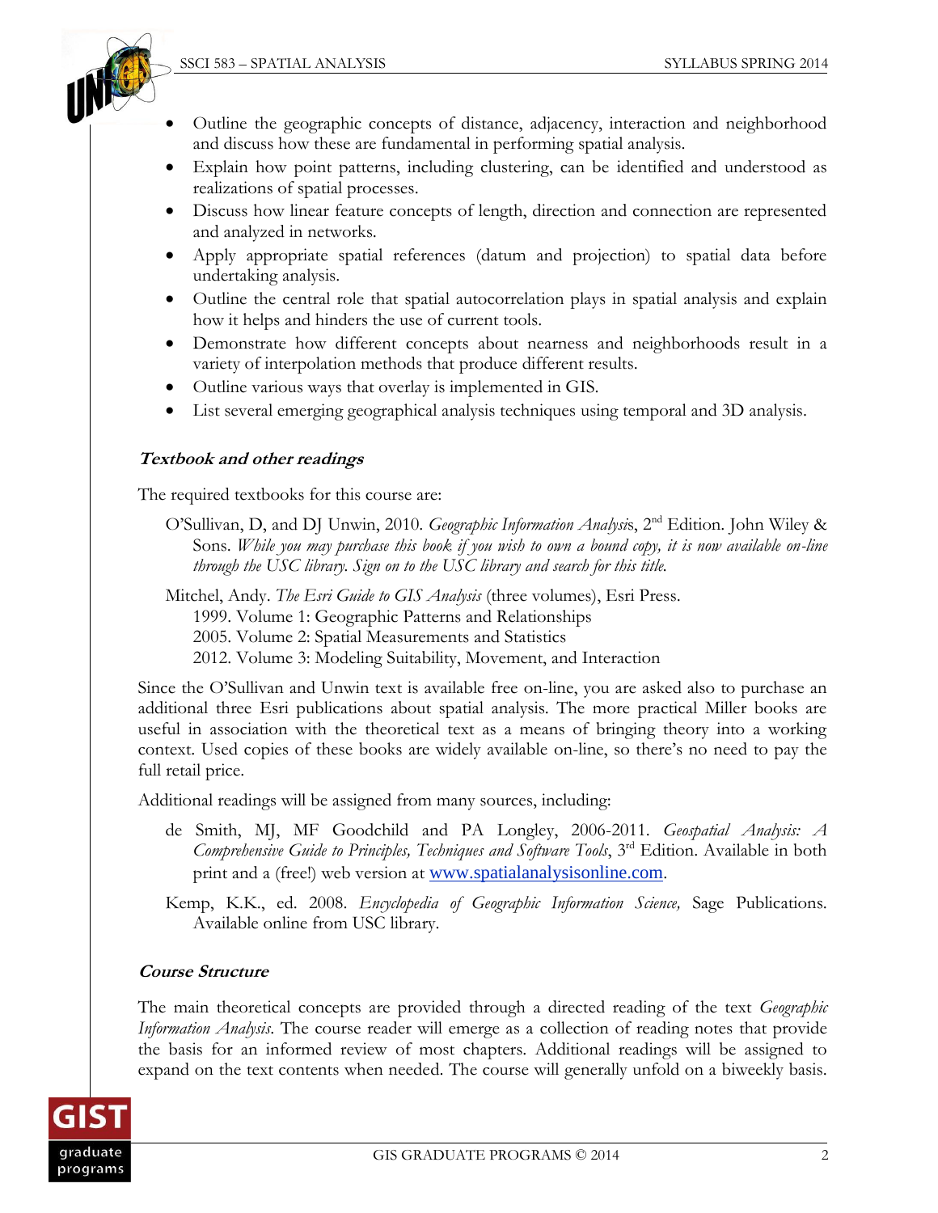- Outline the geographic concepts of distance, adjacency, interaction and neighborhood and discuss how these are fundamental in performing spatial analysis.
- Explain how point patterns, including clustering, can be identified and understood as realizations of spatial processes.
- Discuss how linear feature concepts of length, direction and connection are represented and analyzed in networks.
- Apply appropriate spatial references (datum and projection) to spatial data before undertaking analysis.
- Outline the central role that spatial autocorrelation plays in spatial analysis and explain how it helps and hinders the use of current tools.
- Demonstrate how different concepts about nearness and neighborhoods result in a variety of interpolation methods that produce different results.
- Outline various ways that overlay is implemented in GIS.
- List several emerging geographical analysis techniques using temporal and 3D analysis.

### *Textbook and other readings*

The required textbooks for this course are:

O'Sullivan, D, and DJ Unwin, 2010. *Geographic Information Analysis*, 2nd Edition. John Wiley & Sons. *While you may purchase this book if you wish to own a bound copy, it is now available on-line through the USC library. Sign on to the USC library and search for this title.*

Mitchel, Andy. *The Esri Guide to GIS Analysis* (three volumes), Esri Press.
1999. Volume 1: Geographic Patterns and Relationships
2005. Volume 2: Spatial Measurements and Statistics
2012. Volume 3: Modeling Suitability, Movement, and Interaction

Since the O'Sullivan and Unwin text is available free on-line, you are asked also to purchase an additional three Esri publications about spatial analysis. The more practical Miller books are useful in association with the theoretical text as a means of bringing theory into a working context. Used copies of these books are widely available on-line, so there's no need to pay the full retail price.

Additional readings will be assigned from many sources, including:

de Smith, MJ, MF Goodchild and PA Longley, 2006-2011. *Geospatial Analysis: A Comprehensive Guide to Principles, Techniques and Software Tools*, 3rd Edition. Available in both print and a (free!) web version at www.spatialanalysisonline.com.

Kemp, K.K., ed. 2008. *Encyclopedia of Geographic Information Science,* Sage Publications. Available online from USC library.

### *Course Structure*

The main theoretical concepts are provided through a directed reading of the text *Geographic Information Analysis*. The course reader will emerge as a collection of reading notes that provide the basis for an informed review of most chapters. Additional readings will be assigned to expand on the text contents when needed. The course will generally unfold on a biweekly basis.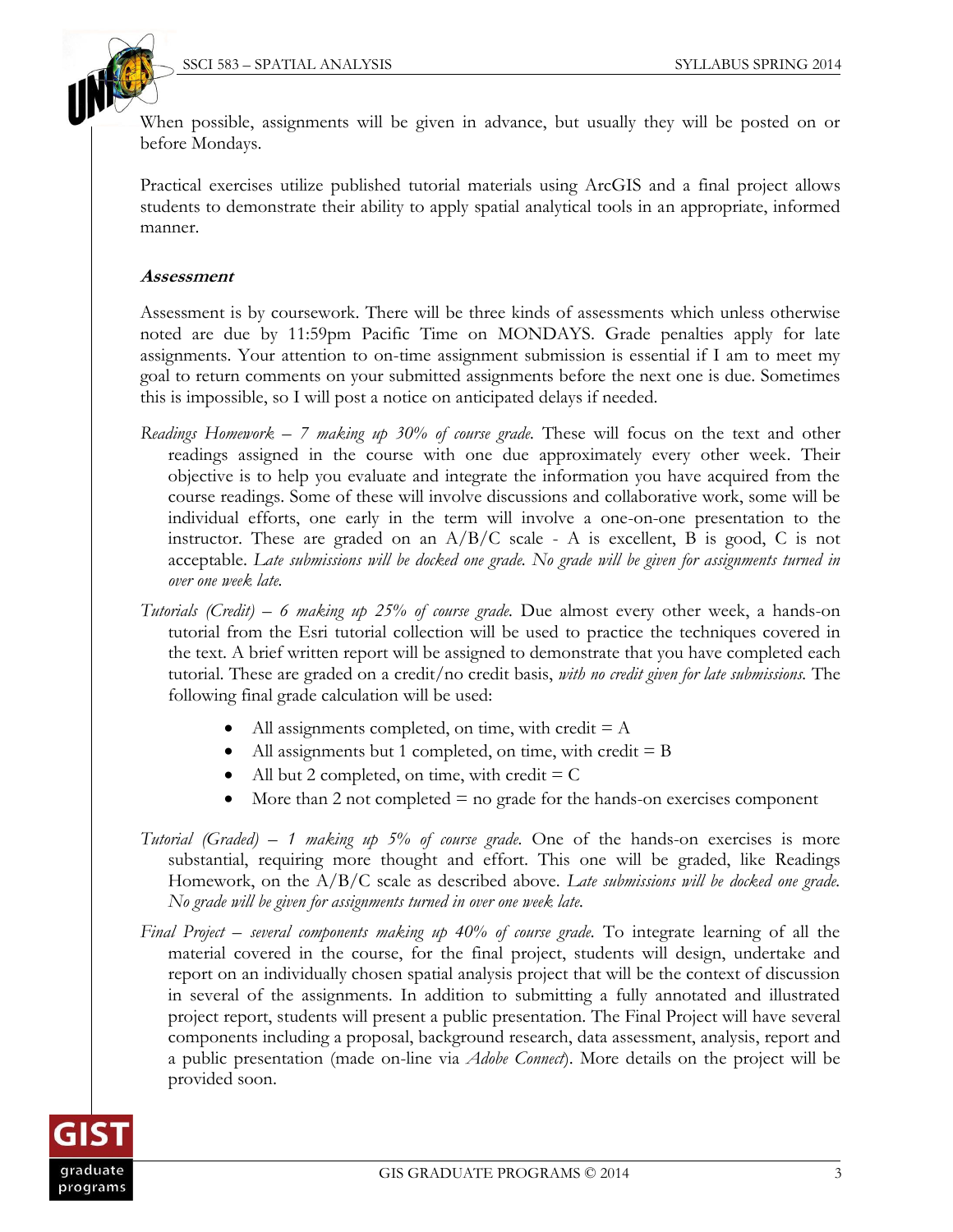When possible, assignments will be given in advance, but usually they will be posted on or before Mondays.

Practical exercises utilize published tutorial materials using ArcGIS and a final project allows students to demonstrate their ability to apply spatial analytical tools in an appropriate, informed manner.

***Assessment***

Assessment is by coursework. There will be three kinds of assessments which unless otherwise noted are due by 11:59pm Pacific Time on MONDAYS. Grade penalties apply for late assignments. Your attention to on-time assignment submission is essential if I am to meet my goal to return comments on your submitted assignments before the next one is due. Sometimes this is impossible, so I will post a notice on anticipated delays if needed.

*Readings Homework – 7 making up 30% of course grade.* These will focus on the text and other readings assigned in the course with one due approximately every other week. Their objective is to help you evaluate and integrate the information you have acquired from the course readings. Some of these will involve discussions and collaborative work, some will be individual efforts, one early in the term will involve a one-on-one presentation to the instructor. These are graded on an A/B/C scale - A is excellent, B is good, C is not acceptable. *Late submissions will be docked one grade. No grade will be given for assignments turned in over one week late.*

*Tutorials (Credit) – 6 making up 25% of course grade.* Due almost every other week, a hands-on tutorial from the Esri tutorial collection will be used to practice the techniques covered in the text. A brief written report will be assigned to demonstrate that you have completed each tutorial. These are graded on a credit/no credit basis, *with no credit given for late submissions.* The following final grade calculation will be used:

- All assignments completed, on time, with credit = A
- All assignments but 1 completed, on time, with credit = B
- All but 2 completed, on time, with credit = C
- More than 2 not completed = no grade for the hands-on exercises component

*Tutorial (Graded) – 1 making up 5% of course grade.* One of the hands-on exercises is more substantial, requiring more thought and effort. This one will be graded, like Readings Homework, on the A/B/C scale as described above. *Late submissions will be docked one grade. No grade will be given for assignments turned in over one week late.*

*Final Project – several components making up 40% of course grade.* To integrate learning of all the material covered in the course, for the final project, students will design, undertake and report on an individually chosen spatial analysis project that will be the context of discussion in several of the assignments. In addition to submitting a fully annotated and illustrated project report, students will present a public presentation. The Final Project will have several components including a proposal, background research, data assessment, analysis, report and a public presentation (made on-line via *Adobe Connect*). More details on the project will be provided soon.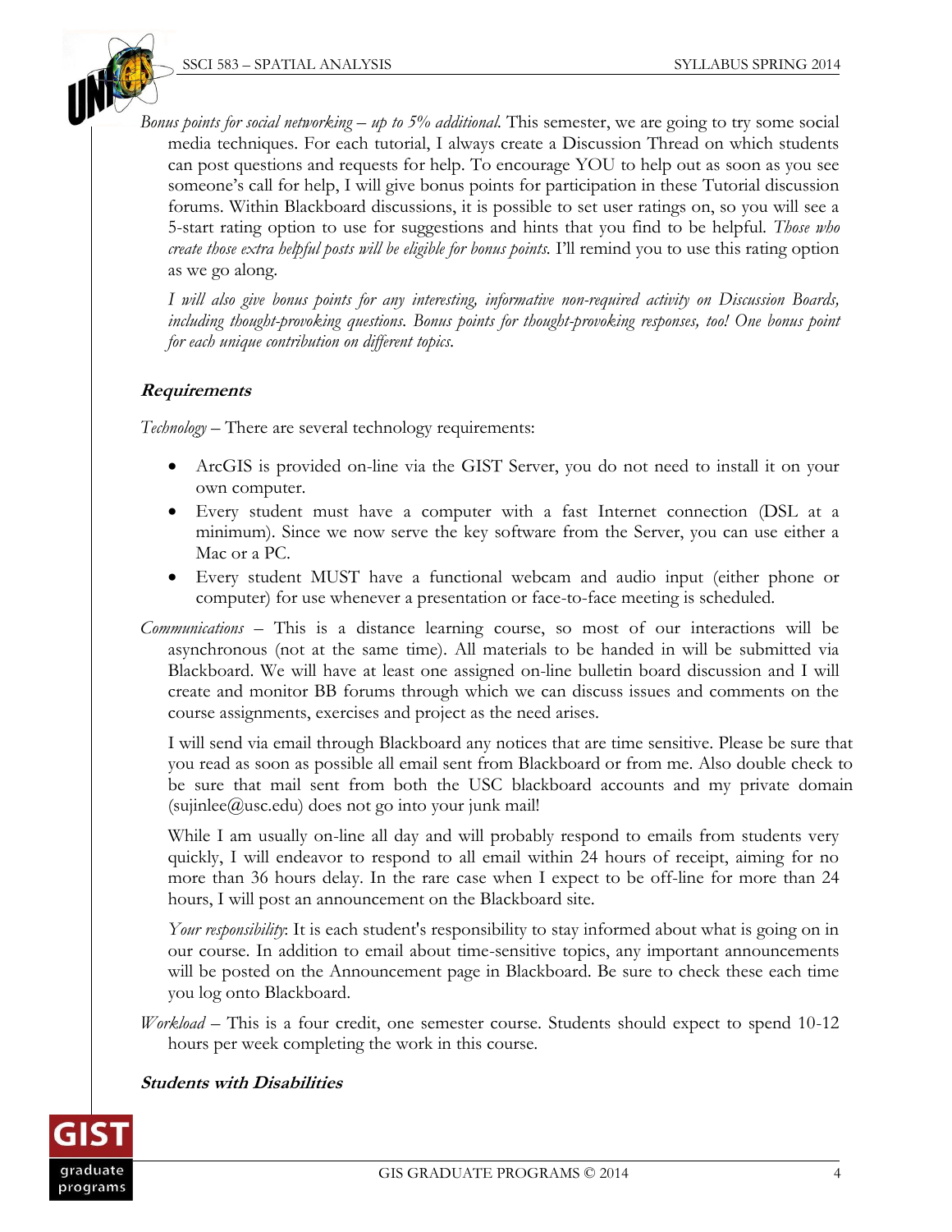*Bonus points for social networking – up to 5% additional.* This semester, we are going to try some social media techniques. For each tutorial, I always create a Discussion Thread on which students can post questions and requests for help. To encourage YOU to help out as soon as you see someone's call for help, I will give bonus points for participation in these Tutorial discussion forums. Within Blackboard discussions, it is possible to set user ratings on, so you will see a 5-start rating option to use for suggestions and hints that you find to be helpful. *Those who create those extra helpful posts will be eligible for bonus points.* I'll remind you to use this rating option as we go along.

*I will also give bonus points for any interesting, informative non-required activity on Discussion Boards, including thought-provoking questions. Bonus points for thought-provoking responses, too! One bonus point for each unique contribution on different topics.*

### Requirements

*Technology* – There are several technology requirements:

- ArcGIS is provided on-line via the GIST Server, you do not need to install it on your own computer.
- Every student must have a computer with a fast Internet connection (DSL at a minimum). Since we now serve the key software from the Server, you can use either a Mac or a PC.
- Every student MUST have a functional webcam and audio input (either phone or computer) for use whenever a presentation or face-to-face meeting is scheduled.

*Communications* – This is a distance learning course, so most of our interactions will be asynchronous (not at the same time). All materials to be handed in will be submitted via Blackboard. We will have at least one assigned on-line bulletin board discussion and I will create and monitor BB forums through which we can discuss issues and comments on the course assignments, exercises and project as the need arises.

I will send via email through Blackboard any notices that are time sensitive. Please be sure that you read as soon as possible all email sent from Blackboard or from me. Also double check to be sure that mail sent from both the USC blackboard accounts and my private domain (sujinlee@usc.edu) does not go into your junk mail!

While I am usually on-line all day and will probably respond to emails from students very quickly, I will endeavor to respond to all email within 24 hours of receipt, aiming for no more than 36 hours delay. In the rare case when I expect to be off-line for more than 24 hours, I will post an announcement on the Blackboard site.

*Your responsibility*: It is each student's responsibility to stay informed about what is going on in our course. In addition to email about time-sensitive topics, any important announcements will be posted on the Announcement page in Blackboard. Be sure to check these each time you log onto Blackboard.

*Workload* – This is a four credit, one semester course. Students should expect to spend 10-12 hours per week completing the work in this course.

### Students with Disabilities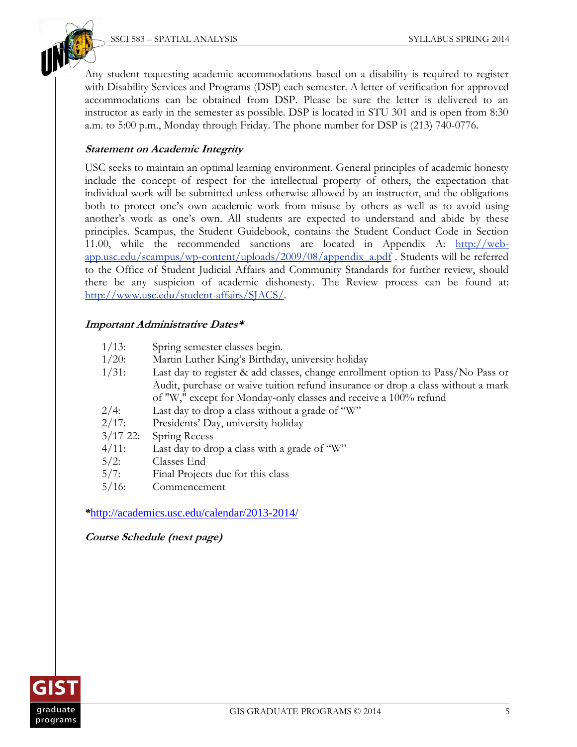Any student requesting academic accommodations based on a disability is required to register with Disability Services and Programs (DSP) each semester. A letter of verification for approved accommodations can be obtained from DSP. Please be sure the letter is delivered to an instructor as early in the semester as possible. DSP is located in STU 301 and is open from 8:30 a.m. to 5:00 p.m., Monday through Friday. The phone number for DSP is (213) 740-0776.

***Statement on Academic Integrity***

USC seeks to maintain an optimal learning environment. General principles of academic honesty include the concept of respect for the intellectual property of others, the expectation that individual work will be submitted unless otherwise allowed by an instructor, and the obligations both to protect one's own academic work from misuse by others as well as to avoid using another's work as one's own. All students are expected to understand and abide by these principles. Scampus, the Student Guidebook, contains the Student Conduct Code in Section 11.00, while the recommended sanctions are located in Appendix A: [http://web-app.usc.edu/scampus/wp-content/uploads/2009/08/appendix_a.pdf](http://web-app.usc.edu/scampus/wp-content/uploads/2009/08/appendix_a.pdf) . Students will be referred to the Office of Student Judicial Affairs and Community Standards for further review, should there be any suspicion of academic dishonesty. The Review process can be found at: [http://www.usc.edu/student-affairs/SJACS/](http://www.usc.edu/student-affairs/SJACS/).

***Important Administrative Dates****

| | |
|---|---|
| 1/13: | Spring semester classes begin. |
| 1/20: | Martin Luther King's Birthday, university holiday |
| 1/31: | Last day to register & add classes, change enrollment option to Pass/No Pass or Audit, purchase or waive tuition refund insurance or drop a class without a mark of "W," except for Monday-only classes and receive a 100% refund |
| 2/4: | Last day to drop a class without a grade of "W" |
| 2/17: | Presidents' Day, university holiday |
| 3/17-22: | Spring Recess |
| 4/11: | Last day to drop a class with a grade of "W" |
| 5/2: | Classes End |
| 5/7: | Final Projects due for this class |
| 5/16: | Commencement |

**\***[http://academics.usc.edu/calendar/2013-2014/](http://academics.usc.edu/calendar/2013-2014/)

***Course Schedule (next page)***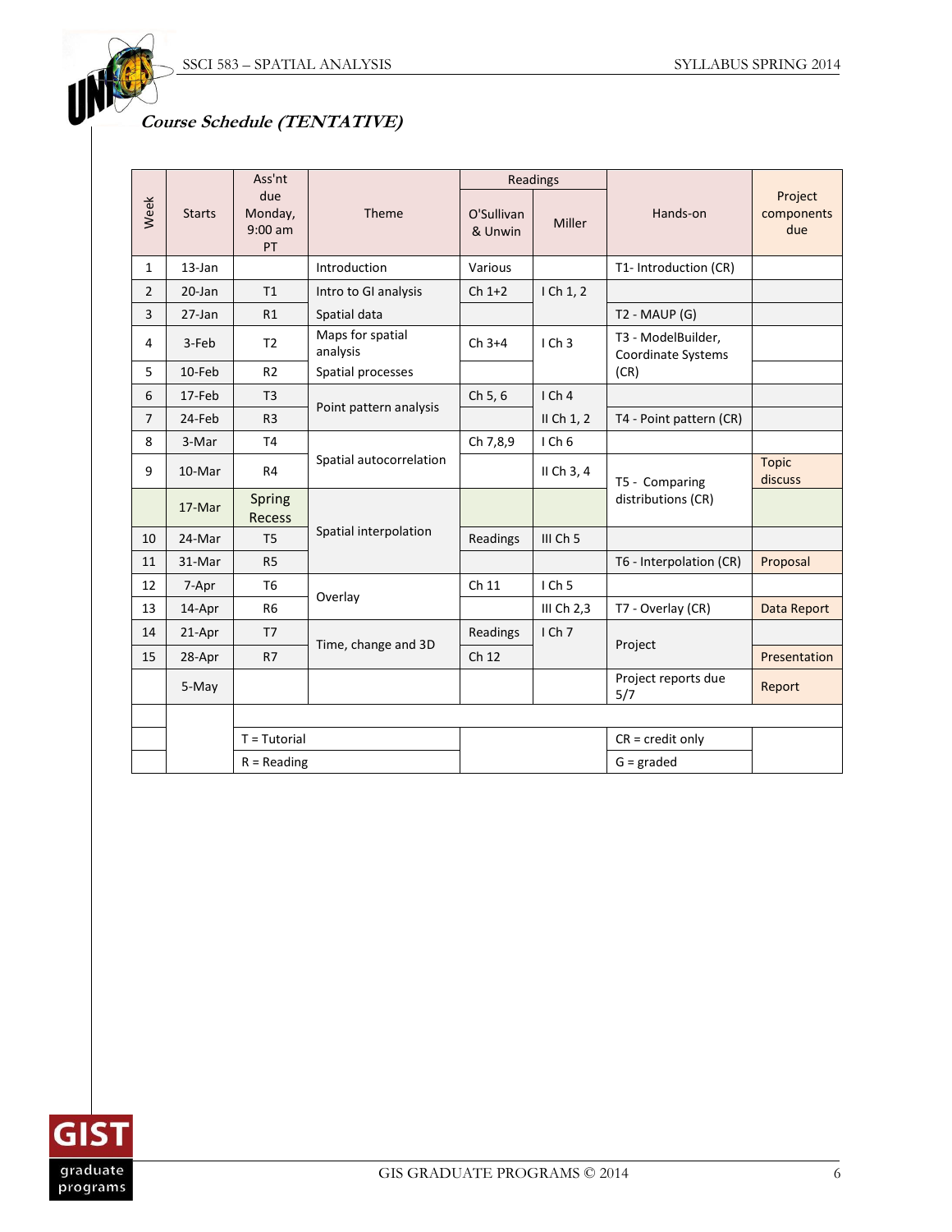*Course Schedule (TENTATIVE)*

| Week | Starts | Ass'nt due Monday, 9:00 am PT | Theme | Readings: O'Sullivan & Unwin | Readings: Miller | Hands-on | Project components due |
|---|---|---|---|---|---|---|---|
| 1 | 13-Jan | | Introduction | Various | | T1- Introduction (CR) | |
| 2 | 20-Jan | T1 | Intro to GI analysis | Ch 1+2 | I Ch 1, 2 | | |
| 3 | 27-Jan | R1 | Spatial data | | | T2 - MAUP (G) | |
| 4 | 3-Feb | T2 | Maps for spatial analysis | Ch 3+4 | I Ch 3 | T3 - ModelBuilder, Coordinate Systems (CR) | |
| 5 | 10-Feb | R2 | Spatial processes | | | | |
| 6 | 17-Feb | T3 | Point pattern analysis | Ch 5, 6 | I Ch 4 | | |
| 7 | 24-Feb | R3 | | | II Ch 1, 2 | T4 - Point pattern (CR) | |
| 8 | 3-Mar | T4 | Spatial autocorrelation | Ch 7,8,9 | I Ch 6 | | |
| 9 | 10-Mar | R4 | | | II Ch 3, 4 | T5 - Comparing distributions (CR) | Topic discuss |
| | 17-Mar | Spring Recess | Spatial interpolation | | | | |
| 10 | 24-Mar | T5 | | Readings | III Ch 5 | | |
| 11 | 31-Mar | R5 | | | | T6 - Interpolation (CR) | Proposal |
| 12 | 7-Apr | T6 | Overlay | Ch 11 | I Ch 5 | | |
| 13 | 14-Apr | R6 | | | III Ch 2,3 | T7 - Overlay (CR) | Data Report |
| 14 | 21-Apr | T7 | Time, change and 3D | Readings | I Ch 7 | Project | |
| 15 | 28-Apr | R7 | | Ch 12 | | | Presentation |
| | 5-May | | | | | Project reports due 5/7 | Report |

T = Tutorial
R = Reading
CR = credit only
G = graded